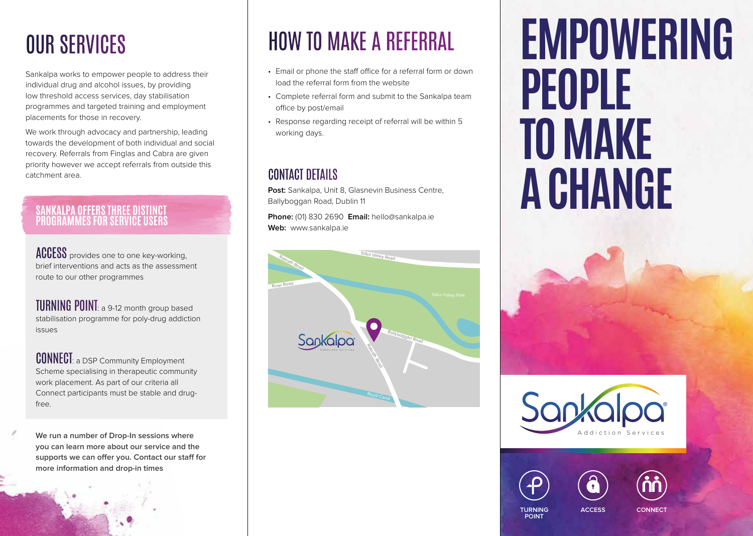# OUR SERVICES

Sankalpa works to empower people to address their individual drug and alcohol issues, by providing low threshold access services, day stabilisation programmes and targeted training and employment placements for those in recovery.

We work through advocacy and partnership, leading towards the development of both individual and social recovery. Referrals from Finglas and Cabra are given priority however we accept referrals from outside this catchment area.

## SANKALPA OFFERS THREE DISTINCT PROGRAMMES FOR SERVICE USERS

**ACCESS** provides one to one key-working, brief interventions and acts as the assessment route to our other programmes

**TURNING POINT**: a 9-12 month group based stabilisation programme for poly-drug addiction issues

**CONNECT**: a DSP Community Employment Scheme specialising in therapeutic community work placement. As part of our criteria all Connect participants must be stable and drug-free.

**We run a number of Drop-In sessions where you can learn more about our service and the supports we can offer you. Contact our staff for more information and drop-in times**

# HOW TO MAKE A REFERRAL

- Email or phone the staff office for a referral form or down load the referral form from the website
- Complete referral form and submit to the Sankalpa team office by post/email
- Response regarding receipt of referral will be within 5 working days.

## CONTACT DETAILS

**Post:** Sankalpa, Unit 8, Glasnevin Business Centre, Ballyboggan Road, Dublin 11

**Phone:** (01) 830 2690 **Email:** hello@sankalpa.ie
**Web:** www.sankalpa.ie

Ratoath Road · Tolka Valley Road · River Road · Tolka Valley Park · Ballyboggan Road · Ratoath Road · Royal Canal

Sankalpa Addiction Services

# EMPOWERING PEOPLE TO MAKE A CHANGE

Sankalpa® Addiction Services

TURNING POINT · ACCESS · CONNECT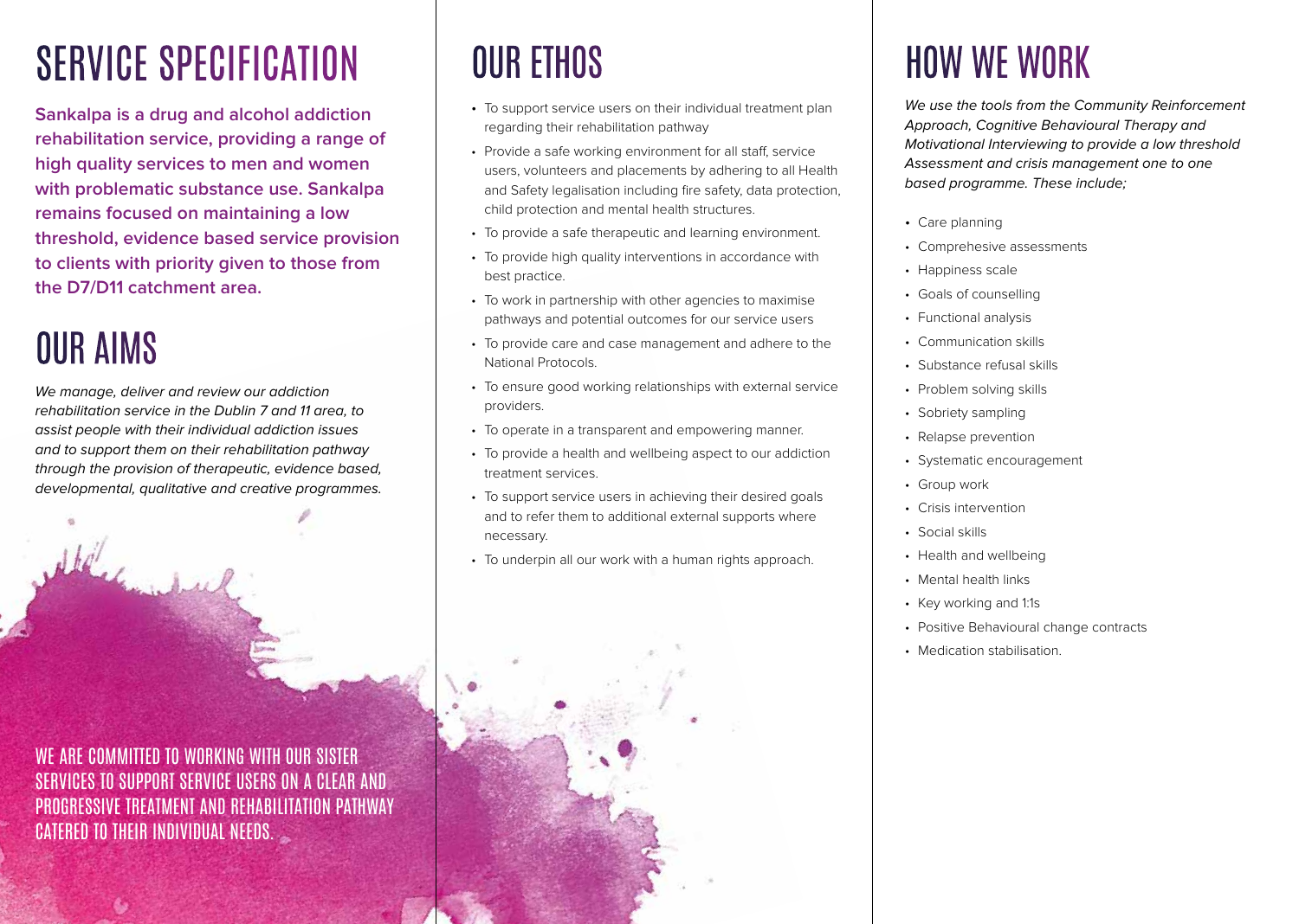# SERVICE SPECIFICATION

**Sankalpa is a drug and alcohol addiction rehabilitation service, providing a range of high quality services to men and women with problematic substance use. Sankalpa remains focused on maintaining a low threshold, evidence based service provision to clients with priority given to those from the D7/D11 catchment area.**

# OUR AIMS

*We manage, deliver and review our addiction rehabilitation service in the Dublin 7 and 11 area, to assist people with their individual addiction issues and to support them on their rehabilitation pathway through the provision of therapeutic, evidence based, developmental, qualitative and creative programmes.*

WE ARE COMMITTED TO WORKING WITH OUR SISTER SERVICES TO SUPPORT SERVICE USERS ON A CLEAR AND PROGRESSIVE TREATMENT AND REHABILITATION PATHWAY CATERED TO THEIR INDIVIDUAL NEEDS.

# OUR ETHOS

- To support service users on their individual treatment plan regarding their rehabilitation pathway
- Provide a safe working environment for all staff, service users, volunteers and placements by adhering to all Health and Safety legalisation including fire safety, data protection, child protection and mental health structures.
- To provide a safe therapeutic and learning environment.
- To provide high quality interventions in accordance with best practice.
- To work in partnership with other agencies to maximise pathways and potential outcomes for our service users
- To provide care and case management and adhere to the National Protocols.
- To ensure good working relationships with external service providers.
- To operate in a transparent and empowering manner.
- To provide a health and wellbeing aspect to our addiction treatment services.
- To support service users in achieving their desired goals and to refer them to additional external supports where necessary.
- To underpin all our work with a human rights approach.

# HOW WE WORK

*We use the tools from the Community Reinforcement Approach, Cognitive Behavioural Therapy and Motivational Interviewing to provide a low threshold Assessment and crisis management one to one based programme. These include;*

- Care planning
- Comprehesive assessments
- Happiness scale
- Goals of counselling
- Functional analysis
- Communication skills
- Substance refusal skills
- Problem solving skills
- Sobriety sampling
- Relapse prevention
- Systematic encouragement
- Group work
- Crisis intervention
- Social skills
- Health and wellbeing
- Mental health links
- Key working and 1:1s
- Positive Behavioural change contracts
- Medication stabilisation.